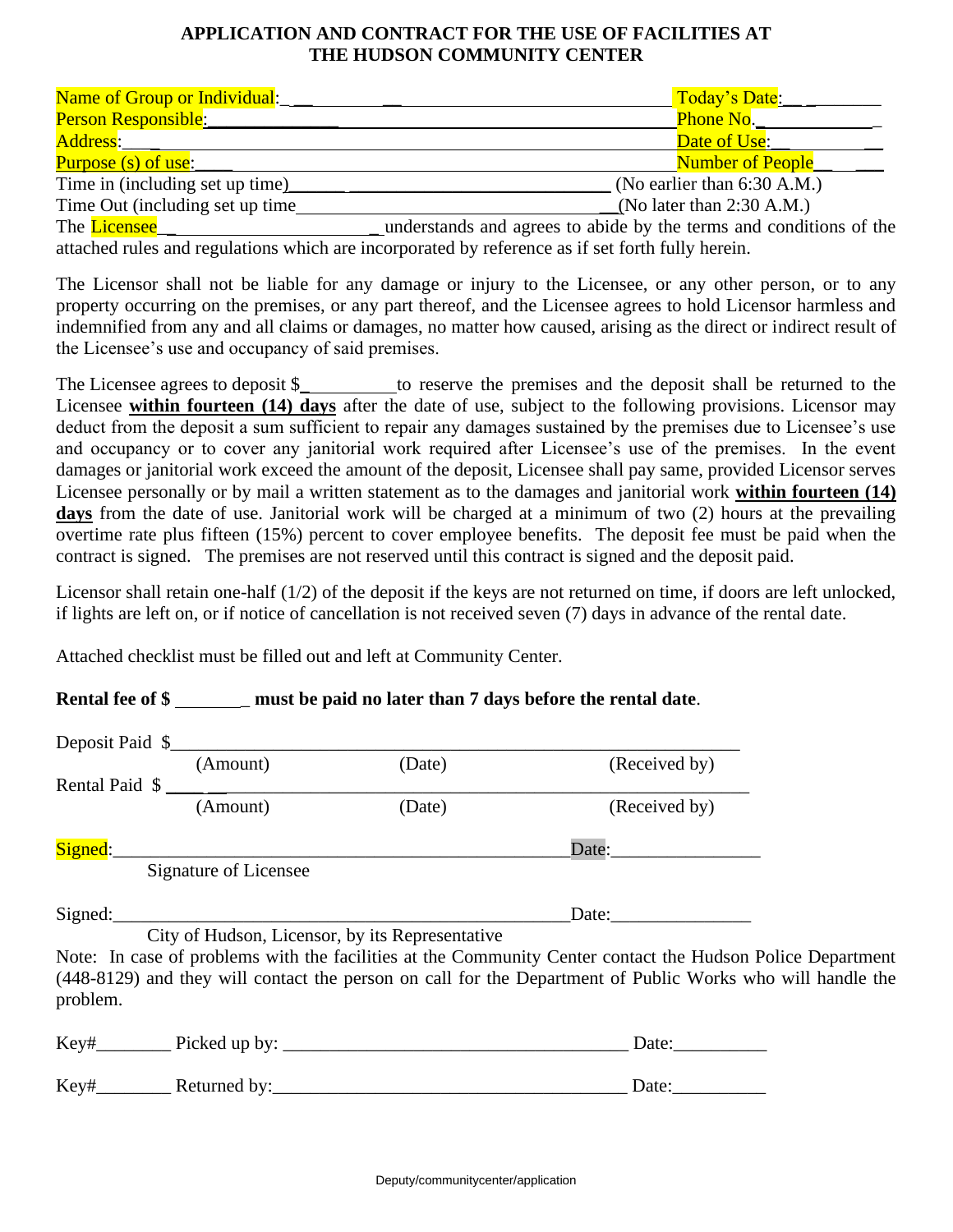# APPLICATION AND CONTRACT FOR THE USE OF FACILITIES AT THE HUDSON COMMUNITY CENTER

Name of Group or Individual: ______________________________ Today's Date: __________

Person Responsible: ______________________________ Phone No. __________

Address: ______________________________ Date of Use: __________

Purpose (s) of use: ______________________________ Number of People __________

Time in (including set up time) ______________________________ (No earlier than 6:30 A.M.)

Time Out (including set up time ______________________________ (No later than 2:30 A.M.)

The Licensee ______________________ understands and agrees to abide by the terms and conditions of the attached rules and regulations which are incorporated by reference as if set forth fully herein.

The Licensor shall not be liable for any damage or injury to the Licensee, or any other person, or to any property occurring on the premises, or any part thereof, and the Licensee agrees to hold Licensor harmless and indemnified from any and all claims or damages, no matter how caused, arising as the direct or indirect result of the Licensee's use and occupancy of said premises.

The Licensee agrees to deposit $__________ to reserve the premises and the deposit shall be returned to the Licensee **within fourteen (14) days** after the date of use, subject to the following provisions. Licensor may deduct from the deposit a sum sufficient to repair any damages sustained by the premises due to Licensee's use and occupancy or to cover any janitorial work required after Licensee's use of the premises. In the event damages or janitorial work exceed the amount of the deposit, Licensee shall pay same, provided Licensor serves Licensee personally or by mail a written statement as to the damages and janitorial work **within fourteen (14) days** from the date of use. Janitorial work will be charged at a minimum of two (2) hours at the prevailing overtime rate plus fifteen (15%) percent to cover employee benefits. The deposit fee must be paid when the contract is signed. The premises are not reserved until this contract is signed and the deposit paid.

Licensor shall retain one-half (1/2) of the deposit if the keys are not returned on time, if doors are left unlocked, if lights are left on, or if notice of cancellation is not received seven (7) days in advance of the rental date.

Attached checklist must be filled out and left at Community Center.

**Rental fee of $ ________ must be paid no later than 7 days before the rental date**.

Deposit Paid $______________________________________________
(Amount) (Date) (Received by)

Rental Paid $______________________________________________
(Amount) (Date) (Received by)

Signed: ______________________________________ Date: ________________
Signature of Licensee

Signed: ______________________________________ Date: ________________
City of Hudson, Licensor, by its Representative

Note: In case of problems with the facilities at the Community Center contact the Hudson Police Department (448-8129) and they will contact the person on call for the Department of Public Works who will handle the problem.

Key#________ Picked up by: ______________________________ Date: __________

Key#________ Returned by: ______________________________ Date: __________

Deputy/communitycenter/application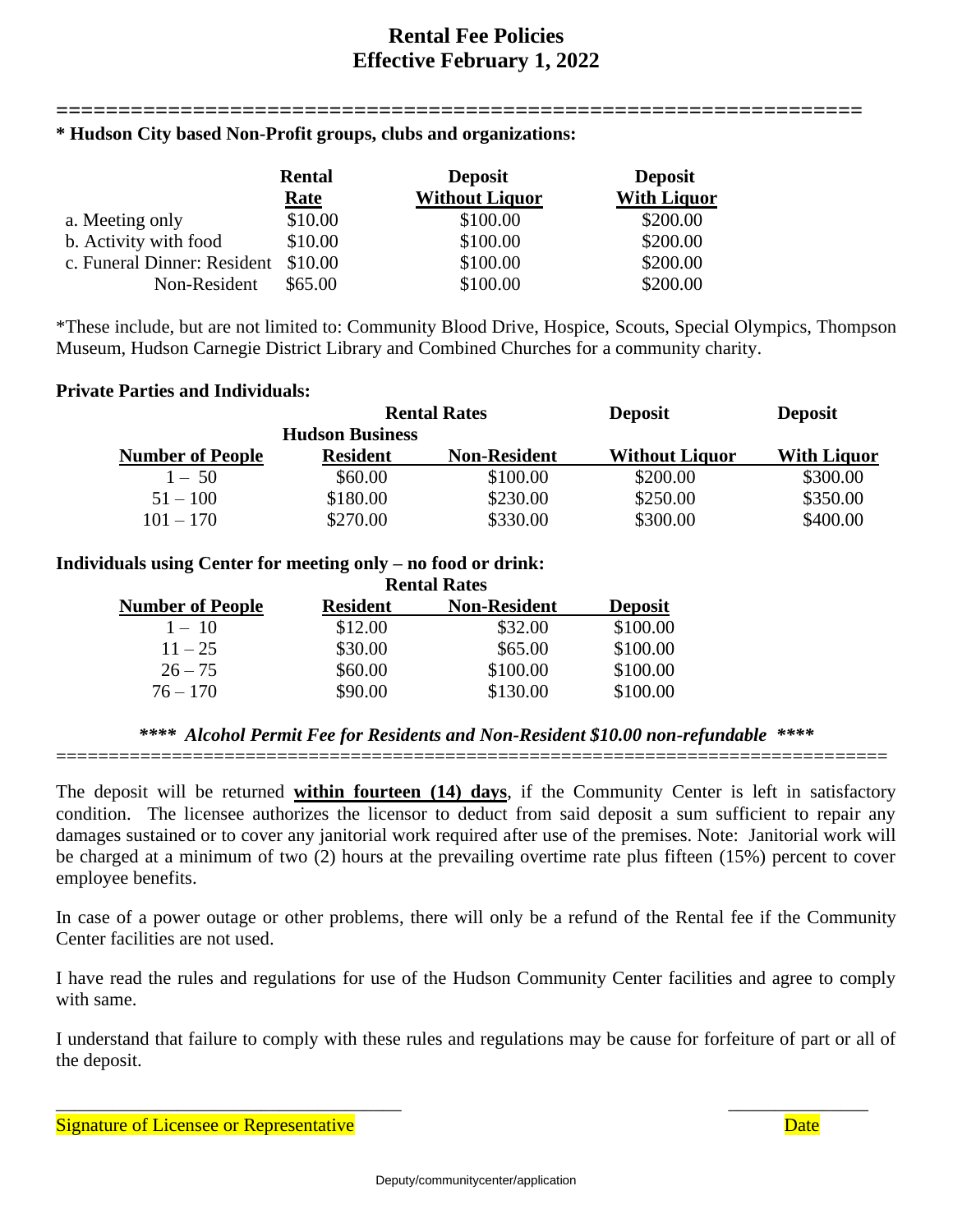# Rental Fee Policies
## Effective February 1, 2022

**\* Hudson City based Non-Profit groups, clubs and organizations:**

| | Rental Rate | Deposit Without Liquor | Deposit With Liquor |
|---|---|---|---|
| a. Meeting only | $10.00 | $100.00 | $200.00 |
| b. Activity with food | $10.00 | $100.00 | $200.00 |
| c. Funeral Dinner: Resident | $10.00 | $100.00 | $200.00 |
| Non-Resident | $65.00 | $100.00 | $200.00 |

*These include, but are not limited to: Community Blood Drive, Hospice, Scouts, Special Olympics, Thompson Museum, Hudson Carnegie District Library and Combined Churches for a community charity.

**Private Parties and Individuals:**

| | Rental Rates | | Deposit | Deposit |
|---|---|---|---|---|
| **Number of People** | **Hudson Business Resident** | **Non-Resident** | **Without Liquor** | **With Liquor** |
| 1 – 50 | $60.00 | $100.00 | $200.00 | $300.00 |
| 51 – 100 | $180.00 | $230.00 | $250.00 | $350.00 |
| 101 – 170 | $270.00 | $330.00 | $300.00 | $400.00 |

**Individuals using Center for meeting only – no food or drink:**

| | Rental Rates | | |
|---|---|---|---|
| **Number of People** | **Resident** | **Non-Resident** | **Deposit** |
| 1 – 10 | $12.00 | $32.00 | $100.00 |
| 11 – 25 | $30.00 | $65.00 | $100.00 |
| 26 – 75 | $60.00 | $100.00 | $100.00 |
| 76 – 170 | $90.00 | $130.00 | $100.00 |

***\*\*\*\* Alcohol Permit Fee for Residents and Non-Resident $10.00 non-refundable \*\*\*\****

The deposit will be returned **within fourteen (14) days**, if the Community Center is left in satisfactory condition. The licensee authorizes the licensor to deduct from said deposit a sum sufficient to repair any damages sustained or to cover any janitorial work required after use of the premises. Note: Janitorial work will be charged at a minimum of two (2) hours at the prevailing overtime rate plus fifteen (15%) percent to cover employee benefits.

In case of a power outage or other problems, there will only be a refund of the Rental fee if the Community Center facilities are not used.

I have read the rules and regulations for use of the Hudson Community Center facilities and agree to comply with same.

I understand that failure to comply with these rules and regulations may be cause for forfeiture of part or all of the deposit.

\_\_\_\_\_\_\_\_\_\_\_\_\_\_\_\_\_\_\_\_\_\_\_\_\_\_\_\_\_\_\_\_\_\_\_\_ \_\_\_\_\_\_\_\_\_\_\_\_\_\_\_

Signature of Licensee or Representative Date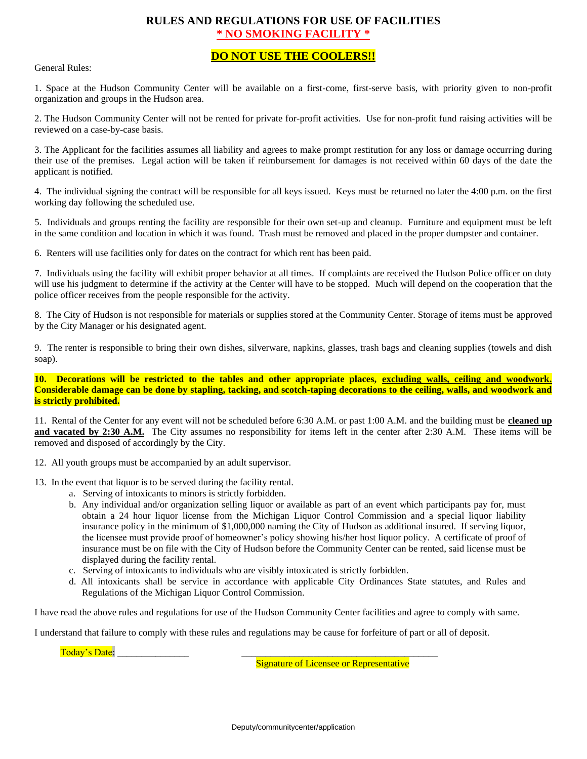# RULES AND REGULATIONS FOR USE OF FACILITIES

## * NO SMOKING FACILITY *

## DO NOT USE THE COOLERS!!

General Rules:

1. Space at the Hudson Community Center will be available on a first-come, first-serve basis, with priority given to non-profit organization and groups in the Hudson area.

2. The Hudson Community Center will not be rented for private for-profit activities. Use for non-profit fund raising activities will be reviewed on a case-by-case basis.

3. The Applicant for the facilities assumes all liability and agrees to make prompt restitution for any loss or damage occurring during their use of the premises. Legal action will be taken if reimbursement for damages is not received within 60 days of the date the applicant is notified.

4. The individual signing the contract will be responsible for all keys issued. Keys must be returned no later the 4:00 p.m. on the first working day following the scheduled use.

5. Individuals and groups renting the facility are responsible for their own set-up and cleanup. Furniture and equipment must be left in the same condition and location in which it was found. Trash must be removed and placed in the proper dumpster and container.

6. Renters will use facilities only for dates on the contract for which rent has been paid.

7. Individuals using the facility will exhibit proper behavior at all times. If complaints are received the Hudson Police officer on duty will use his judgment to determine if the activity at the Center will have to be stopped. Much will depend on the cooperation that the police officer receives from the people responsible for the activity.

8. The City of Hudson is not responsible for materials or supplies stored at the Community Center. Storage of items must be approved by the City Manager or his designated agent.

9. The renter is responsible to bring their own dishes, silverware, napkins, glasses, trash bags and cleaning supplies (towels and dish soap).

**10. Decorations will be restricted to the tables and other appropriate places, excluding walls, ceiling and woodwork. Considerable damage can be done by stapling, tacking, and scotch-taping decorations to the ceiling, walls, and woodwork and is strictly prohibited.**

11. Rental of the Center for any event will not be scheduled before 6:30 A.M. or past 1:00 A.M. and the building must be **cleaned up and vacated by 2:30 A.M.** The City assumes no responsibility for items left in the center after 2:30 A.M. These items will be removed and disposed of accordingly by the City.

12. All youth groups must be accompanied by an adult supervisor.

13. In the event that liquor is to be served during the facility rental.
    a. Serving of intoxicants to minors is strictly forbidden.
    b. Any individual and/or organization selling liquor or available as part of an event which participants pay for, must obtain a 24 hour liquor license from the Michigan Liquor Control Commission and a special liquor liability insurance policy in the minimum of $1,000,000 naming the City of Hudson as additional insured. If serving liquor, the licensee must provide proof of homeowner's policy showing his/her host liquor policy. A certificate of proof of insurance must be on file with the City of Hudson before the Community Center can be rented, said license must be displayed during the facility rental.
    c. Serving of intoxicants to individuals who are visibly intoxicated is strictly forbidden.
    d. All intoxicants shall be service in accordance with applicable City Ordinances State statutes, and Rules and Regulations of the Michigan Liquor Control Commission.

I have read the above rules and regulations for use of the Hudson Community Center facilities and agree to comply with same.

I understand that failure to comply with these rules and regulations may be cause for forfeiture of part or all of deposit.

Today's Date: _______________ ________________________________________

Signature of Licensee or Representative

Deputy/communitycenter/application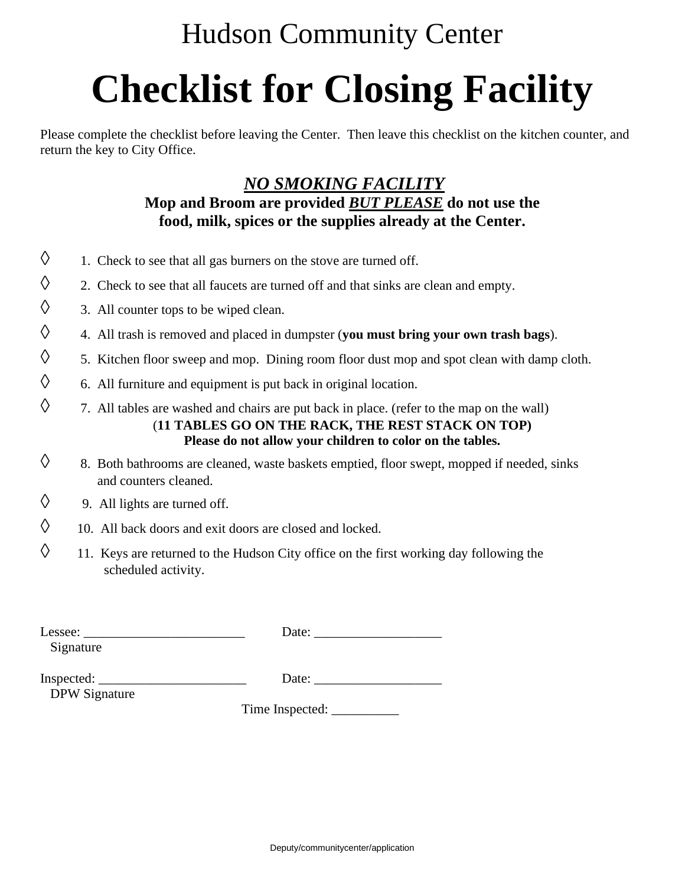Hudson Community Center

# Checklist for Closing Facility

Please complete the checklist before leaving the Center. Then leave this checklist on the kitchen counter, and return the key to City Office.

***<u>NO SMOKING FACILITY</u>***

**Mop and Broom are provided *<u>BUT PLEASE</u>* do not use the food, milk, spices or the supplies already at the Center.**

◊ 1. Check to see that all gas burners on the stove are turned off.

◊ 2. Check to see that all faucets are turned off and that sinks are clean and empty.

◊ 3. All counter tops to be wiped clean.

◊ 4. All trash is removed and placed in dumpster (**you must bring your own trash bags**).

◊ 5. Kitchen floor sweep and mop. Dining room floor dust mop and spot clean with damp cloth.

◊ 6. All furniture and equipment is put back in original location.

◊ 7. All tables are washed and chairs are put back in place. (refer to the map on the wall)
(**11 TABLES GO ON THE RACK, THE REST STACK ON TOP)**
**Please do not allow your children to color on the tables.**

◊ 8. Both bathrooms are cleaned, waste baskets emptied, floor swept, mopped if needed, sinks and counters cleaned.

◊ 9. All lights are turned off.

◊ 10. All back doors and exit doors are closed and locked.

◊ 11. Keys are returned to the Hudson City office on the first working day following the scheduled activity.

Lessee: ________________________ Date: ___________________
Signature

Inspected: ______________________ Date: ___________________
DPW Signature

Time Inspected: __________

Deputy/communitycenter/application